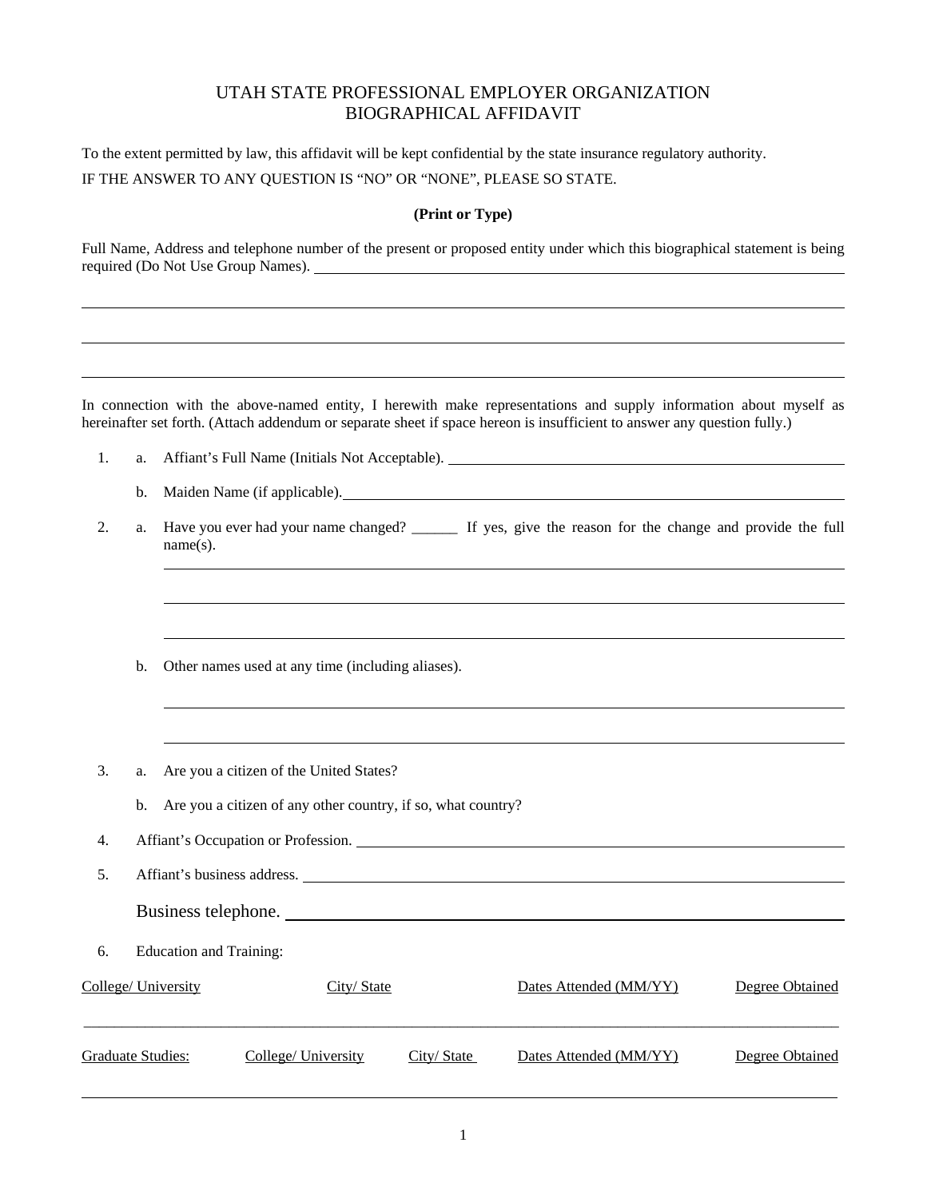# UTAH STATE PROFESSIONAL EMPLOYER ORGANIZATION
# BIOGRAPHICAL AFFIDAVIT

To the extent permitted by law, this affidavit will be kept confidential by the state insurance regulatory authority.

IF THE ANSWER TO ANY QUESTION IS "NO" OR "NONE", PLEASE SO STATE.

**(Print or Type)**

Full Name, Address and telephone number of the present or proposed entity under which this biographical statement is being required (Do Not Use Group Names). ____________________

____________________

____________________

____________________

In connection with the above-named entity, I herewith make representations and supply information about myself as hereinafter set forth. (Attach addendum or separate sheet if space hereon is insufficient to answer any question fully.)

1. a. Affiant's Full Name (Initials Not Acceptable). ____________________

   b. Maiden Name (if applicable). ____________________

2. a. Have you ever had your name changed? ______ If yes, give the reason for the change and provide the full name(s).

   ____________________

   ____________________

   ____________________

   b. Other names used at any time (including aliases).

   ____________________

   ____________________

3. a. Are you a citizen of the United States?

   b. Are you a citizen of any other country, if so, what country?

4. Affiant's Occupation or Profession. ____________________

5. Affiant's business address. ____________________

   Business telephone. ____________________

6. Education and Training:

| College/ University | City/ State | Dates Attended (MM/YY) | Degree Obtained |
|---|---|---|---|
| | | | |

| Graduate Studies: | College/ University | City/ State | Dates Attended (MM/YY) | Degree Obtained |
|---|---|---|---|---|
| | | | | |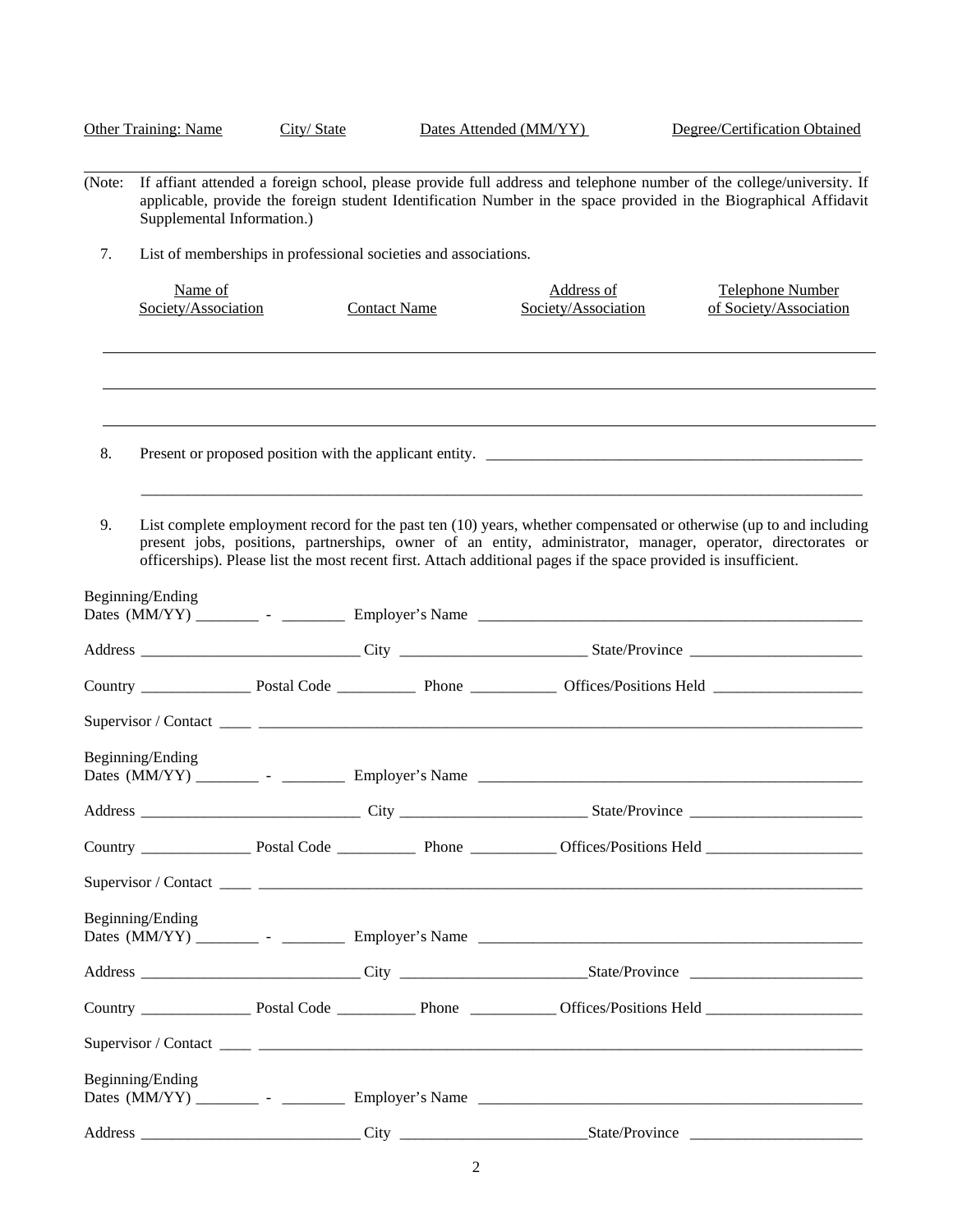| Other Training: Name | City/ State | Dates Attended (MM/YY) | Degree/Certification Obtained |
|---|---|---|---|
| | | | |

(Note: If affiant attended a foreign school, please provide full address and telephone number of the college/university. If applicable, provide the foreign student Identification Number in the space provided in the Biographical Affidavit Supplemental Information.)

7. List of memberships in professional societies and associations.

| Name of Society/Association | Contact Name | Address of Society/Association | Telephone Number of Society/Association |
|---|---|---|---|
| | | | |
| | | | |
| | | | |

8. Present or proposed position with the applicant entity. ______________________________________________

______________________________________________________________________________________________

9. List complete employment record for the past ten (10) years, whether compensated or otherwise (up to and including present jobs, positions, partnerships, owner of an entity, administrator, manager, operator, directorates or officerships). Please list the most recent first. Attach additional pages if the space provided is insufficient.

Beginning/Ending
Dates (MM/YY) ________ - ________ Employer's Name ______________________________________________

Address ___________________________ City _______________________ State/Province _____________________

Country ______________ Postal Code __________ Phone ___________ Offices/Positions Held ___________________

Supervisor / Contact ____ ______________________________________________________________________________

Beginning/Ending
Dates (MM/YY) ________ - ________ Employer's Name ______________________________________________

Address ___________________________ City _______________________ State/Province _____________________

Country ______________ Postal Code __________ Phone ___________ Offices/Positions Held ___________________

Supervisor / Contact ____ ______________________________________________________________________________

Beginning/Ending
Dates (MM/YY) ________ - ________ Employer's Name ______________________________________________

Address ___________________________ City _______________________ State/Province _____________________

Country ______________ Postal Code __________ Phone ___________ Offices/Positions Held ___________________

Supervisor / Contact ____ ______________________________________________________________________________

Beginning/Ending
Dates (MM/YY) ________ - ________ Employer's Name ______________________________________________

Address ___________________________ City _______________________ State/Province _____________________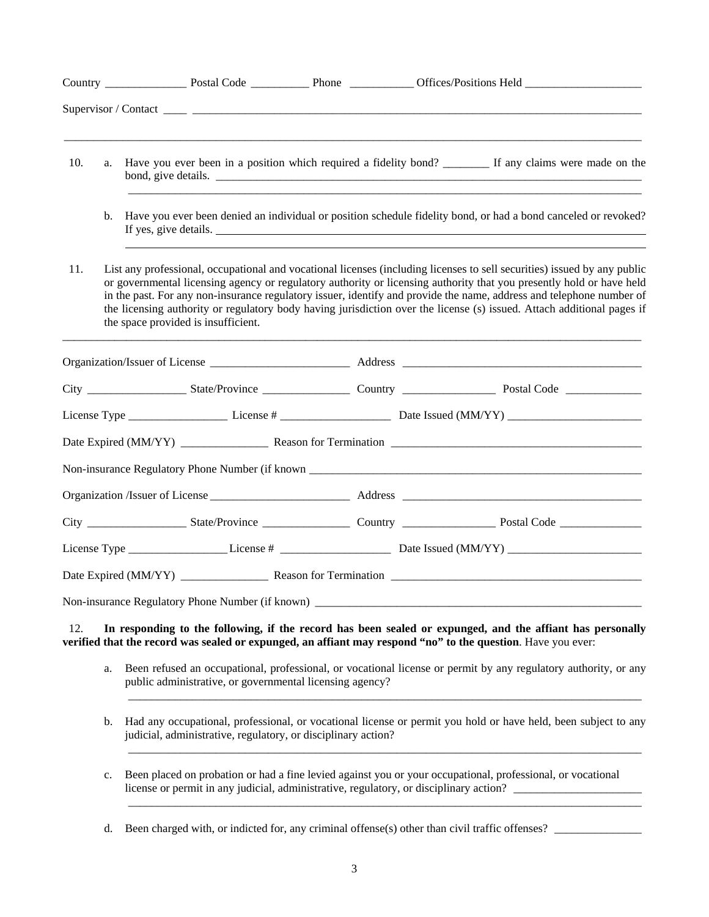Country ______________ Postal Code __________ Phone ___________ Offices/Positions Held ____________________

Supervisor / Contact ____ ________________________________________________________________________________

_____________________________________________________________________________________________________

10. a. Have you ever been in a position which required a fidelity bond? ________ If any claims were made on the bond, give details. ____________________________________________________________________________
_________________________________________________________________________________________

    b. Have you ever been denied an individual or position schedule fidelity bond, or had a bond canceled or revoked? If yes, give details. ____________________________________________________________________________
_________________________________________________________________________________________

11. List any professional, occupational and vocational licenses (including licenses to sell securities) issued by any public or governmental licensing agency or regulatory authority or licensing authority that you presently hold or have held in the past. For any non-insurance regulatory issuer, identify and provide the name, address and telephone number of the licensing authority or regulatory body having jurisdiction over the license (s) issued. Attach additional pages if the space provided is insufficient.

_____________________________________________________________________________________________________

Organization/Issuer of License ________________________ Address __________________________________________

City _________________ State/Province _______________ Country ________________ Postal Code _____________

License Type _________________ License # ___________________ Date Issued (MM/YY) _______________________

Date Expired (MM/YY) _______________ Reason for Termination ____________________________________________

Non-insurance Regulatory Phone Number (if known ____________________________________________________________

Organization /Issuer of License ________________________ Address __________________________________________

City _________________ State/Province _______________ Country ________________ Postal Code ______________

License Type _________________ License # ___________________ Date Issued (MM/YY) _______________________

Date Expired (MM/YY) _______________ Reason for Termination ____________________________________________

Non-insurance Regulatory Phone Number (if known) __________________________________________________________

12. **In responding to the following, if the record has been sealed or expunged, and the affiant has personally verified that the record was sealed or expunged, an affiant may respond "no" to the question**. Have you ever:

    a. Been refused an occupational, professional, or vocational license or permit by any regulatory authority, or any public administrative, or governmental licensing agency?
_________________________________________________________________________________________

    b. Had any occupational, professional, or vocational license or permit you hold or have held, been subject to any judicial, administrative, regulatory, or disciplinary action?
_________________________________________________________________________________________

    c. Been placed on probation or had a fine levied against you or your occupational, professional, or vocational license or permit in any judicial, administrative, regulatory, or disciplinary action? ______________________
_________________________________________________________________________________________

    d. Been charged with, or indicted for, any criminal offense(s) other than civil traffic offenses? _______________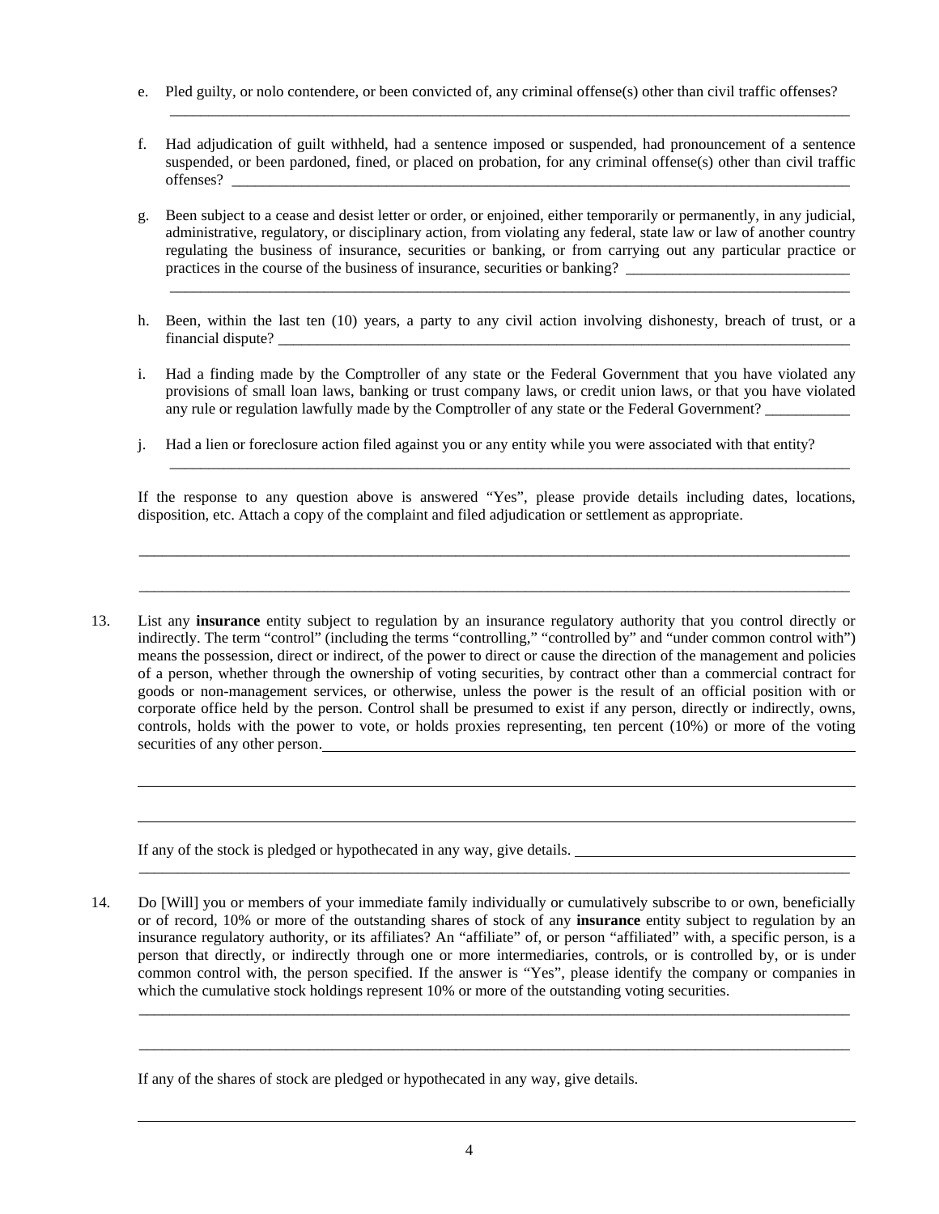e. Pled guilty, or nolo contendere, or been convicted of, any criminal offense(s) other than civil traffic offenses?
_______________________________________________________________________________

f. Had adjudication of guilt withheld, had a sentence imposed or suspended, had pronouncement of a sentence suspended, or been pardoned, fined, or placed on probation, for any criminal offense(s) other than civil traffic offenses? _______________________________________________________________________________

g. Been subject to a cease and desist letter or order, or enjoined, either temporarily or permanently, in any judicial, administrative, regulatory, or disciplinary action, from violating any federal, state law or law of another country regulating the business of insurance, securities or banking, or from carrying out any particular practice or practices in the course of the business of insurance, securities or banking? ______________________________
_______________________________________________________________________________

h. Been, within the last ten (10) years, a party to any civil action involving dishonesty, breach of trust, or a financial dispute? _______________________________________________________________________________

i. Had a finding made by the Comptroller of any state or the Federal Government that you have violated any provisions of small loan laws, banking or trust company laws, or credit union laws, or that you have violated any rule or regulation lawfully made by the Comptroller of any state or the Federal Government? ___________

j. Had a lien or foreclosure action filed against you or any entity while you were associated with that entity?
_______________________________________________________________________________

If the response to any question above is answered "Yes", please provide details including dates, locations, disposition, etc. Attach a copy of the complaint and filed adjudication or settlement as appropriate.

_______________________________________________________________________________

_______________________________________________________________________________

13. List any **insurance** entity subject to regulation by an insurance regulatory authority that you control directly or indirectly. The term "control" (including the terms "controlling," "controlled by" and "under common control with") means the possession, direct or indirect, of the power to direct or cause the direction of the management and policies of a person, whether through the ownership of voting securities, by contract other than a commercial contract for goods or non-management services, or otherwise, unless the power is the result of an official position with or corporate office held by the person. Control shall be presumed to exist if any person, directly or indirectly, owns, controls, holds with the power to vote, or holds proxies representing, ten percent (10%) or more of the voting securities of any other person._______________________________________________________________________________

_______________________________________________________________________________

_______________________________________________________________________________

If any of the stock is pledged or hypothecated in any way, give details. ______________________________________
_______________________________________________________________________________

14. Do [Will] you or members of your immediate family individually or cumulatively subscribe to or own, beneficially or of record, 10% or more of the outstanding shares of stock of any **insurance** entity subject to regulation by an insurance regulatory authority, or its affiliates? An "affiliate" of, or person "affiliated" with, a specific person, is a person that directly, or indirectly through one or more intermediaries, controls, or is controlled by, or is under common control with, the person specified. If the answer is "Yes", please identify the company or companies in which the cumulative stock holdings represent 10% or more of the outstanding voting securities.
_______________________________________________________________________________

_______________________________________________________________________________

If any of the shares of stock are pledged or hypothecated in any way, give details.

_______________________________________________________________________________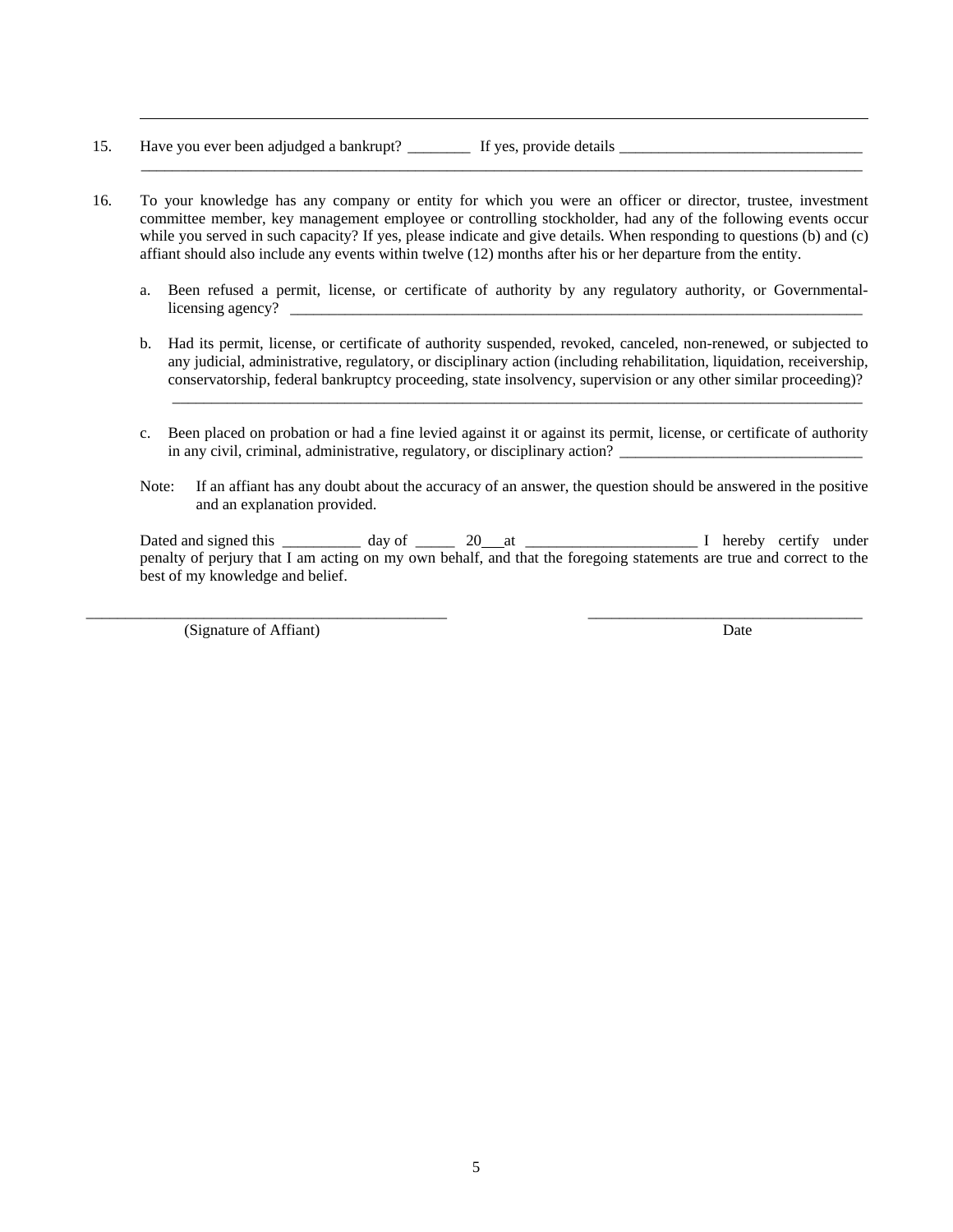---

15. Have you ever been adjudged a bankrupt? ________ If yes, provide details ________________________________
____________________________________________________________________________________________

16. To your knowledge has any company or entity for which you were an officer or director, trustee, investment committee member, key management employee or controlling stockholder, had any of the following events occur while you served in such capacity? If yes, please indicate and give details. When responding to questions (b) and (c) affiant should also include any events within twelve (12) months after his or her departure from the entity.

    a. Been refused a permit, license, or certificate of authority by any regulatory authority, or Governmental-licensing agency? ________________________________________________________________________________

    b. Had its permit, license, or certificate of authority suspended, revoked, canceled, non-renewed, or subjected to any judicial, administrative, regulatory, or disciplinary action (including rehabilitation, liquidation, receivership, conservatorship, federal bankruptcy proceeding, state insolvency, supervision or any other similar proceeding)?
    ____________________________________________________________________________________________

    c. Been placed on probation or had a fine levied against it or against its permit, license, or certificate of authority in any civil, criminal, administrative, regulatory, or disciplinary action? ________________________________

    Note: If an affiant has any doubt about the accuracy of an answer, the question should be answered in the positive and an explanation provided.

    Dated and signed this __________ day of _____ 20___at ______________________ I hereby certify under penalty of perjury that I am acting on my own behalf, and that the foregoing statements are true and correct to the best of my knowledge and belief.

_______________________________________________ ____________________________________
(Signature of Affiant) Date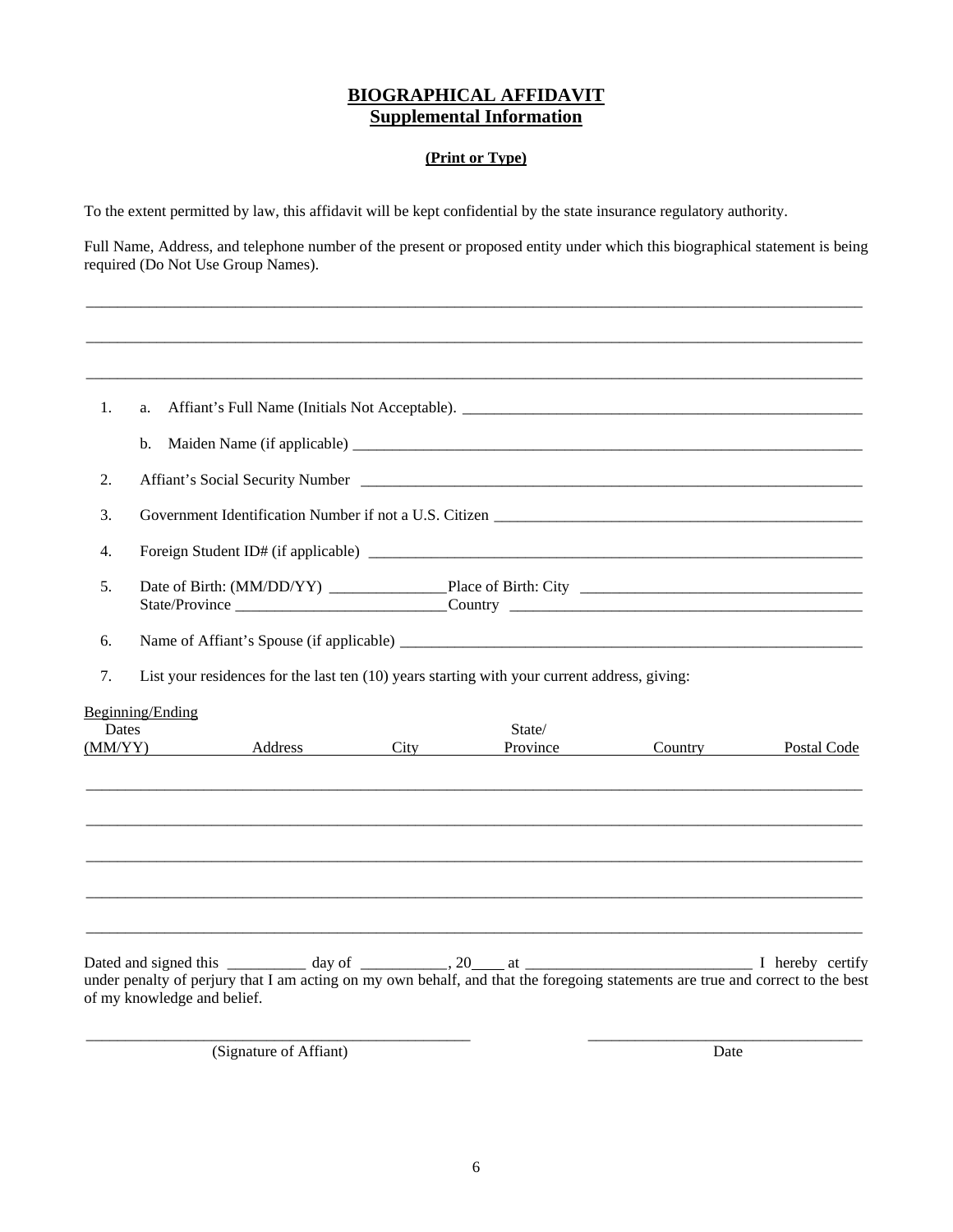# BIOGRAPHICAL AFFIDAVIT
## Supplemental Information

**(Print or Type)**

To the extent permitted by law, this affidavit will be kept confidential by the state insurance regulatory authority.

Full Name, Address, and telephone number of the present or proposed entity under which this biographical statement is being required (Do Not Use Group Names).

_______________________________________________________________________________________________

_______________________________________________________________________________________________

_______________________________________________________________________________________________

1. a. Affiant's Full Name (Initials Not Acceptable). _______________________________________________

   b. Maiden Name (if applicable) ______________________________________________________________

2. Affiant's Social Security Number ______________________________________________________________

3. Government Identification Number if not a U.S. Citizen ____________________________________________

4. Foreign Student ID# (if applicable) ____________________________________________________________

5. Date of Birth: (MM/DD/YY) _______________Place of Birth: City ____________________________________
   State/Province ___________________________Country ____________________________________________

6. Name of Affiant's Spouse (if applicable) ________________________________________________________

7. List your residences for the last ten (10) years starting with your current address, giving:

| Beginning/Ending Dates (MM/YY) | Address | City | State/ Province | Country | Postal Code |
|---|---|---|---|---|---|
| | | | | | |
| | | | | | |
| | | | | | |
| | | | | | |
| | | | | | |

Dated and signed this __________ day of ___________, 20____ at _____________________________ I hereby certify under penalty of perjury that I am acting on my own behalf, and that the foregoing statements are true and correct to the best of my knowledge and belief.

_______________________________________________ (Signature of Affiant)

__________________________________ Date